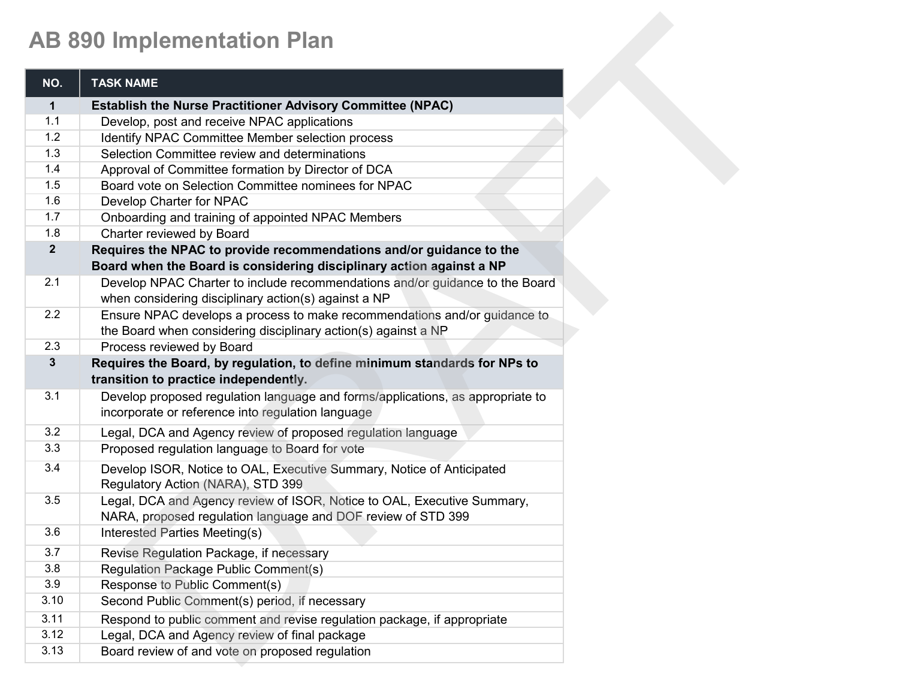# AB 890 Implementation Plan

| NO. | TASK NAME |
|---|---|
| **1** | **Establish the Nurse Practitioner Advisory Committee (NPAC)** |
| 1.1 | Develop, post and receive NPAC applications |
| 1.2 | Identify NPAC Committee Member selection process |
| 1.3 | Selection Committee review and determinations |
| 1.4 | Approval of Committee formation by Director of DCA |
| 1.5 | Board vote on Selection Committee nominees for NPAC |
| 1.6 | Develop Charter for NPAC |
| 1.7 | Onboarding and training of appointed NPAC Members |
| 1.8 | Charter reviewed by Board |
| **2** | **Requires the NPAC to provide recommendations and/or guidance to the Board when the Board is considering disciplinary action against a NP** |
| 2.1 | Develop NPAC Charter to include recommendations and/or guidance to the Board when considering disciplinary action(s) against a NP |
| 2.2 | Ensure NPAC develops a process to make recommendations and/or guidance to the Board when considering disciplinary action(s) against a NP |
| 2.3 | Process reviewed by Board |
| **3** | **Requires the Board, by regulation, to define minimum standards for NPs to transition to practice independently.** |
| 3.1 | Develop proposed regulation language and forms/applications, as appropriate to incorporate or reference into regulation language |
| 3.2 | Legal, DCA and Agency review of proposed regulation language |
| 3.3 | Proposed regulation language to Board for vote |
| 3.4 | Develop ISOR, Notice to OAL, Executive Summary, Notice of Anticipated Regulatory Action (NARA), STD 399 |
| 3.5 | Legal, DCA and Agency review of ISOR, Notice to OAL, Executive Summary, NARA, proposed regulation language and DOF review of STD 399 |
| 3.6 | Interested Parties Meeting(s) |
| 3.7 | Revise Regulation Package, if necessary |
| 3.8 | Regulation Package Public Comment(s) |
| 3.9 | Response to Public Comment(s) |
| 3.10 | Second Public Comment(s) period, if necessary |
| 3.11 | Respond to public comment and revise regulation package, if appropriate |
| 3.12 | Legal, DCA and Agency review of final package |
| 3.13 | Board review of and vote on proposed regulation |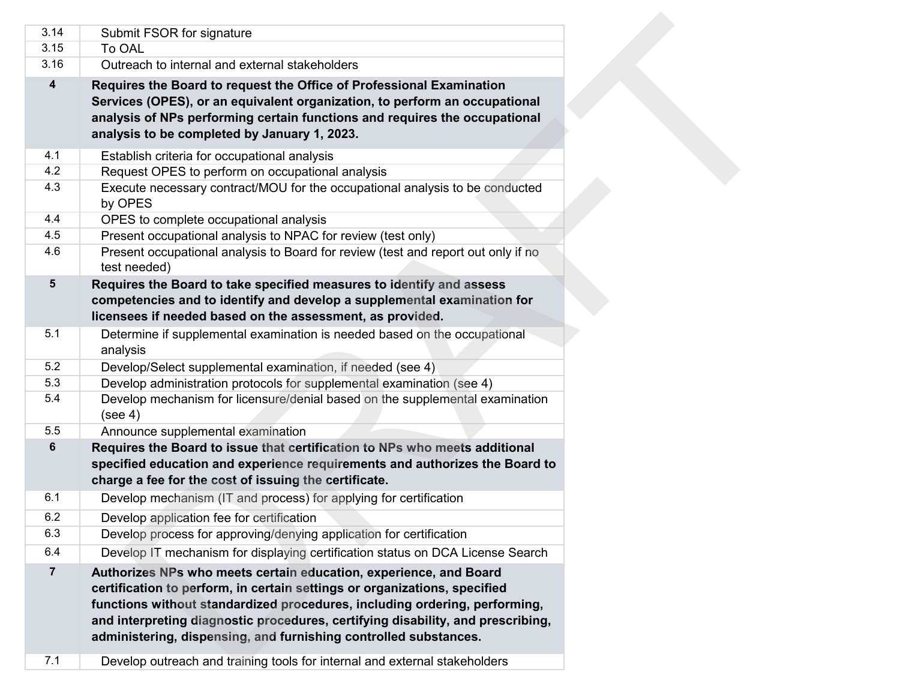| | |
|---|---|
| 3.14 | Submit FSOR for signature |
| 3.15 | To OAL |
| 3.16 | Outreach to internal and external stakeholders |
| **4** | **Requires the Board to request the Office of Professional Examination Services (OPES), or an equivalent organization, to perform an occupational analysis of NPs performing certain functions and requires the occupational analysis to be completed by January 1, 2023.** |
| 4.1 | Establish criteria for occupational analysis |
| 4.2 | Request OPES to perform on occupational analysis |
| 4.3 | Execute necessary contract/MOU for the occupational analysis to be conducted by OPES |
| 4.4 | OPES to complete occupational analysis |
| 4.5 | Present occupational analysis to NPAC for review (test only) |
| 4.6 | Present occupational analysis to Board for review (test and report out only if no test needed) |
| **5** | **Requires the Board to take specified measures to identify and assess competencies and to identify and develop a supplemental examination for licensees if needed based on the assessment, as provided.** |
| 5.1 | Determine if supplemental examination is needed based on the occupational analysis |
| 5.2 | Develop/Select supplemental examination, if needed (see 4) |
| 5.3 | Develop administration protocols for supplemental examination (see 4) |
| 5.4 | Develop mechanism for licensure/denial based on the supplemental examination (see 4) |
| 5.5 | Announce supplemental examination |
| **6** | **Requires the Board to issue that certification to NPs who meets additional specified education and experience requirements and authorizes the Board to charge a fee for the cost of issuing the certificate.** |
| 6.1 | Develop mechanism (IT and process) for applying for certification |
| 6.2 | Develop application fee for certification |
| 6.3 | Develop process for approving/denying application for certification |
| 6.4 | Develop IT mechanism for displaying certification status on DCA License Search |
| **7** | **Authorizes NPs who meets certain education, experience, and Board certification to perform, in certain settings or organizations, specified functions without standardized procedures, including ordering, performing, and interpreting diagnostic procedures, certifying disability, and prescribing, administering, dispensing, and furnishing controlled substances.** |
| 7.1 | Develop outreach and training tools for internal and external stakeholders |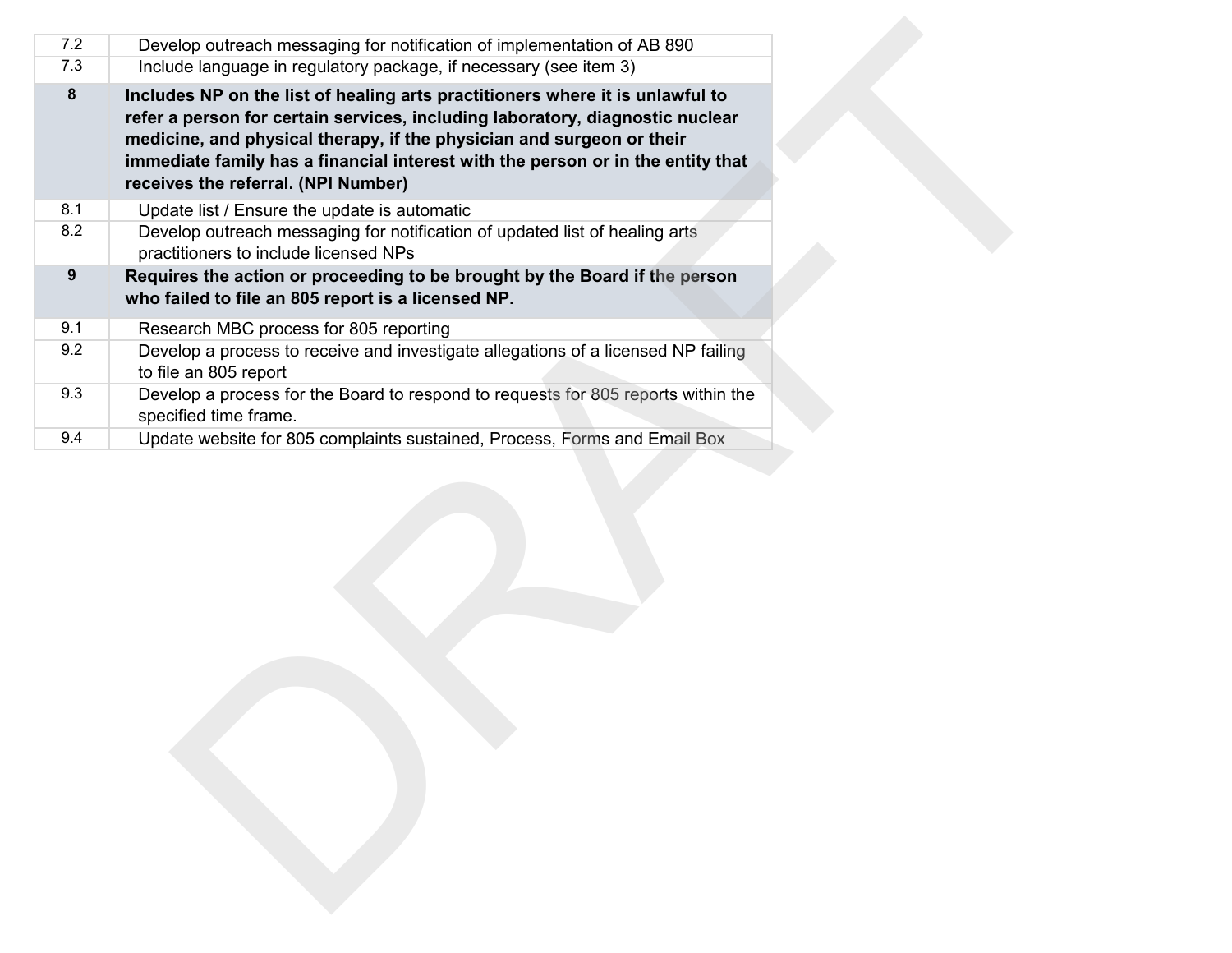| | |
|---|---|
| 7.2 | Develop outreach messaging for notification of implementation of AB 890 |
| 7.3 | Include language in regulatory package, if necessary (see item 3) |
| **8** | **Includes NP on the list of healing arts practitioners where it is unlawful to refer a person for certain services, including laboratory, diagnostic nuclear medicine, and physical therapy, if the physician and surgeon or their immediate family has a financial interest with the person or in the entity that receives the referral. (NPI Number)** |
| 8.1 | Update list / Ensure the update is automatic |
| 8.2 | Develop outreach messaging for notification of updated list of healing arts practitioners to include licensed NPs |
| **9** | **Requires the action or proceeding to be brought by the Board if the person who failed to file an 805 report is a licensed NP.** |
| 9.1 | Research MBC process for 805 reporting |
| 9.2 | Develop a process to receive and investigate allegations of a licensed NP failing to file an 805 report |
| 9.3 | Develop a process for the Board to respond to requests for 805 reports within the specified time frame. |
| 9.4 | Update website for 805 complaints sustained, Process, Forms and Email Box |

DRAFT